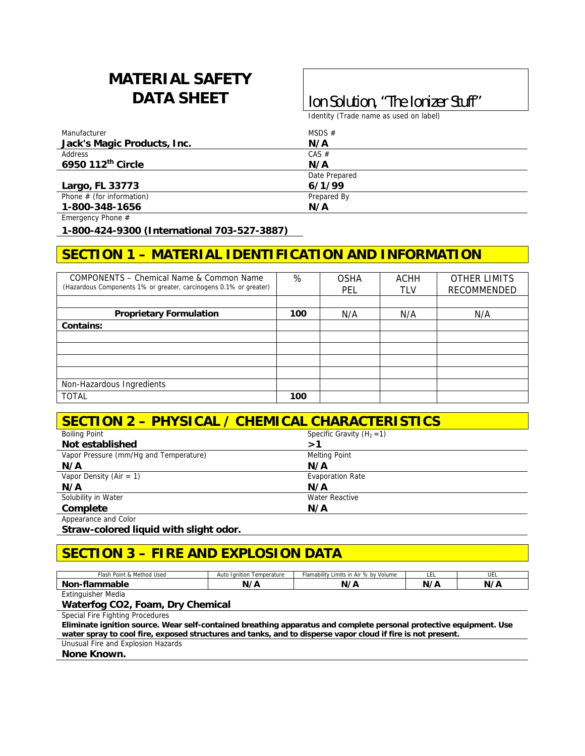# MATERIAL SAFETY DATA SHEET

**Ion Solution, "The Ionizer Stuff"**

Identity (Trade name as used on label)

| | |
|---|---|
| Manufacturer<br>**Jack's Magic Products, Inc.** | MSDS #<br>**N/A** |
| Address<br>**6950 112th Circle** | CAS #<br>**N/A** |
| **Largo, FL 33773** | Date Prepared<br>**6/1/99** |
| Phone # (for information)<br>**1-800-348-1656** | Prepared By<br>**N/A** |

Emergency Phone #

**1-800-424-9300 (International 703-527-3887)**

## SECTION 1 – MATERIAL IDENTIFICATION AND INFORMATION

| COMPONENTS – Chemical Name & Common Name (Hazardous Components 1% or greater, carcinogens 0.1% or greater) | % | OSHA PEL | ACHH TLV | OTHER LIMITS RECOMMENDED |
|---|---|---|---|---|
| | | | | |
| **Proprietary Formulation** | **100** | N/A | N/A | N/A |
| **Contains:** | | | | |
| | | | | |
| | | | | |
| | | | | |
| | | | | |
| Non-Hazardous Ingredients | | | | |
| TOTAL | **100** | | | |

## SECTION 2 – PHYSICAL / CHEMICAL CHARACTERISTICS

| | |
|---|---|
| Boiling Point<br>**Not established** | Specific Gravity ($H_2 = 1$)<br>**>1** |
| Vapor Pressure (mm/Hg and Temperature)<br>**N/A** | Melting Point<br>**N/A** |
| Vapor Density (Air = 1)<br>**N/A** | Evaporation Rate<br>**N/A** |
| Solubility in Water<br>**Complete** | Water Reactive<br>**N/A** |

Appearance and Color

**Straw-colored liquid with slight odor.**

## SECTION 3 – FIRE AND EXPLOSION DATA

| Flash Point & Method Used | Auto Ignition Temperature | Flamability Limits in Air % by Volume | LEL | UEL |
|---|---|---|---|---|
| **Non-flammable** | **N/A** | **N/A** | **N/A** | **N/A** |

Extinguisher Media

**Waterfog CO2, Foam, Dry Chemical**

Special Fire Fighting Procedures

**Eliminate ignition source. Wear self-contained breathing apparatus and complete personal protective equipment. Use water spray to cool fire, exposed structures and tanks, and to disperse vapor cloud if fire is not present.**

Unusual Fire and Explosion Hazards

**None Known.**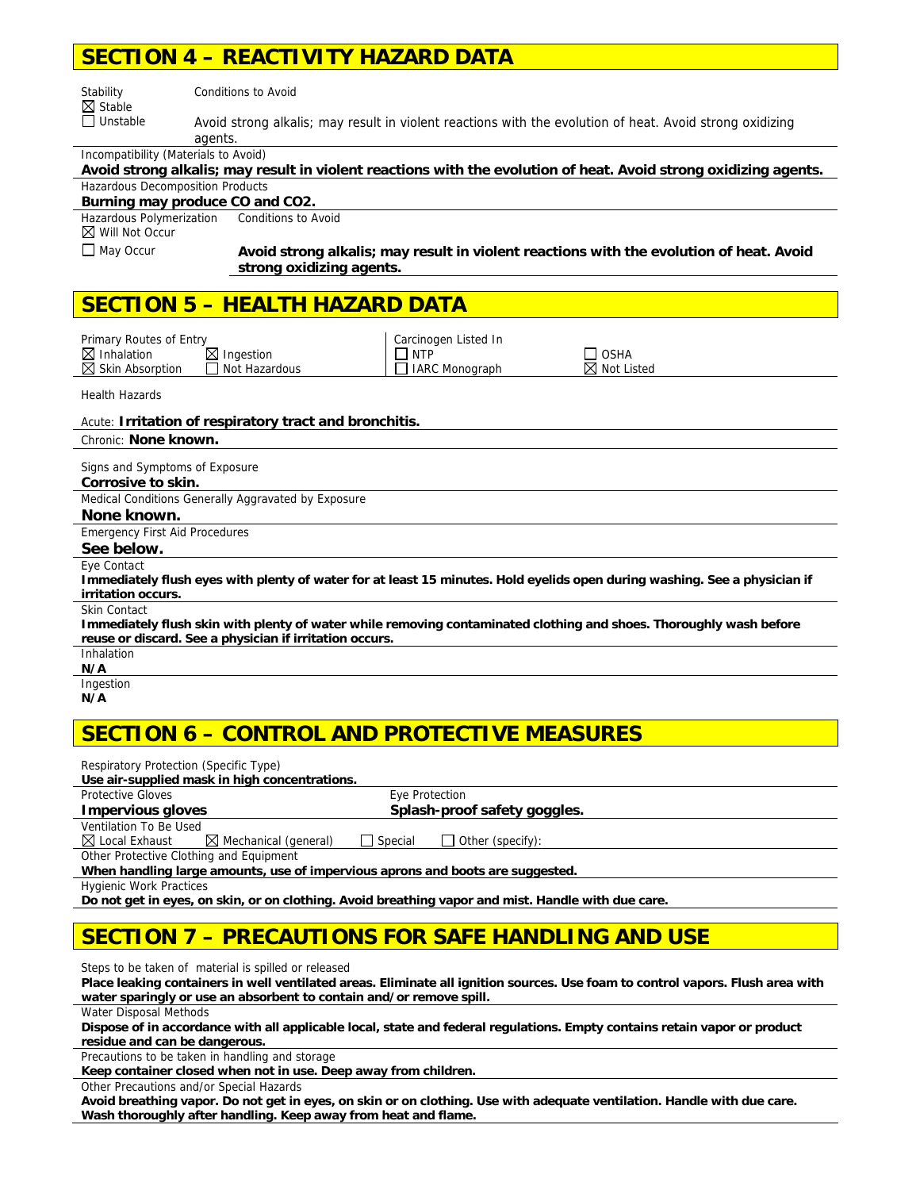## SECTION 4 – REACTIVITY HAZARD DATA

Stability
☒ Stable
☐ Unstable

Conditions to Avoid

Avoid strong alkalis; may result in violent reactions with the evolution of heat. Avoid strong oxidizing agents.

Incompatibility (Materials to Avoid)

**Avoid strong alkalis; may result in violent reactions with the evolution of heat. Avoid strong oxidizing agents.**

Hazardous Decomposition Products

**Burning may produce CO and $CO_2$.**

Hazardous Polymerization
☒ Will Not Occur
☐ May Occur

Conditions to Avoid

**Avoid strong alkalis; may result in violent reactions with the evolution of heat. Avoid strong oxidizing agents.**

## SECTION 5 – HEALTH HAZARD DATA

Primary Routes of Entry
☒ Inhalation ☒ Ingestion
☒ Skin Absorption ☐ Not Hazardous

Carcinogen Listed In
☐ NTP ☐ OSHA
☐ IARC Monograph ☒ Not Listed

Health Hazards

Acute: **Irritation of respiratory tract and bronchitis.**

Chronic: **None known.**

Signs and Symptoms of Exposure

**Corrosive to skin.**

Medical Conditions Generally Aggravated by Exposure

**None known.**

Emergency First Aid Procedures

**See below.**

Eye Contact

**Immediately flush eyes with plenty of water for at least 15 minutes. Hold eyelids open during washing. See a physician if irritation occurs.**

Skin Contact

**Immediately flush skin with plenty of water while removing contaminated clothing and shoes. Thoroughly wash before reuse or discard. See a physician if irritation occurs.**

Inhalation

**N/A**

Ingestion

**N/A**

## SECTION 6 – CONTROL AND PROTECTIVE MEASURES

Respiratory Protection (Specific Type)

**Use air-supplied mask in high concentrations.**

Protective Gloves

**Impervious gloves**

Eye Protection

**Splash-proof safety goggles.**

Ventilation To Be Used
☒ Local Exhaust ☒ Mechanical (general) ☐ Special ☐ Other (specify):

Other Protective Clothing and Equipment

**When handling large amounts, use of impervious aprons and boots are suggested.**

Hygienic Work Practices

**Do not get in eyes, on skin, or on clothing. Avoid breathing vapor and mist. Handle with due care.**

## SECTION 7 – PRECAUTIONS FOR SAFE HANDLING AND USE

Steps to be taken of material is spilled or released

**Place leaking containers in well ventilated areas. Eliminate all ignition sources. Use foam to control vapors. Flush area with water sparingly or use an absorbent to contain and/or remove spill.**

Water Disposal Methods

**Dispose of in accordance with all applicable local, state and federal regulations. Empty contains retain vapor or product residue and can be dangerous.**

Precautions to be taken in handling and storage

**Keep container closed when not in use. Deep away from children.**

Other Precautions and/or Special Hazards

**Avoid breathing vapor. Do not get in eyes, on skin or on clothing. Use with adequate ventilation. Handle with due care. Wash thoroughly after handling. Keep away from heat and flame.**